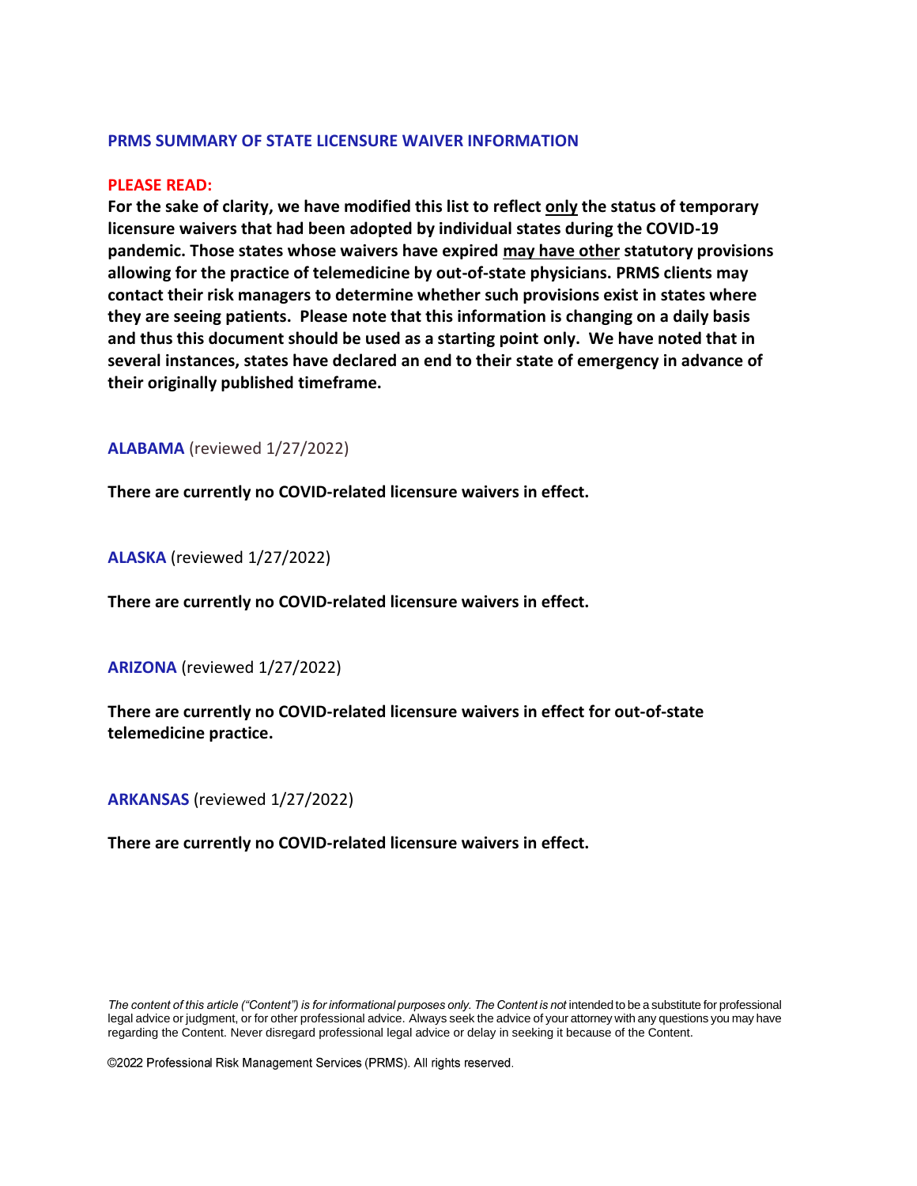# PRMS SUMMARY OF STATE LICENSURE WAIVER INFORMATION

**PLEASE READ:**

**For the sake of clarity, we have modified this list to reflect only the status of temporary licensure waivers that had been adopted by individual states during the COVID-19 pandemic. Those states whose waivers have expired may have other statutory provisions allowing for the practice of telemedicine by out-of-state physicians. PRMS clients may contact their risk managers to determine whether such provisions exist in states where they are seeing patients. Please note that this information is changing on a daily basis and thus this document should be used as a starting point only. We have noted that in several instances, states have declared an end to their state of emergency in advance of their originally published timeframe.**

## ALABAMA (reviewed 1/27/2022)

**There are currently no COVID-related licensure waivers in effect.**

## ALASKA (reviewed 1/27/2022)

**There are currently no COVID-related licensure waivers in effect.**

## ARIZONA (reviewed 1/27/2022)

**There are currently no COVID-related licensure waivers in effect for out-of-state telemedicine practice.**

## ARKANSAS (reviewed 1/27/2022)

**There are currently no COVID-related licensure waivers in effect.**

*The content of this article ("Content") is for informational purposes only. The Content is not* intended to be a substitute for professional legal advice or judgment, or for other professional advice. Always seek the advice of your attorney with any questions you may have regarding the Content. Never disregard professional legal advice or delay in seeking it because of the Content.

©2022 Professional Risk Management Services (PRMS). All rights reserved.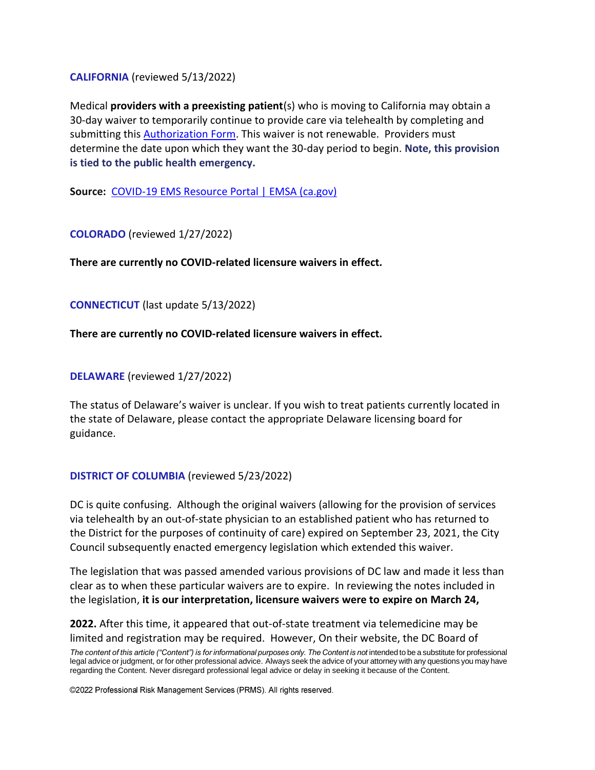**CALIFORNIA** (reviewed 5/13/2022)

Medical **providers with a preexisting patient**(s) who is moving to California may obtain a 30-day waiver to temporarily continue to provide care via telehealth by completing and submitting this [Authorization Form](). This waiver is not renewable. Providers must determine the date upon which they want the 30-day period to begin. **Note, this provision is tied to the public health emergency.**

**Source:** [COVID-19 EMS Resource Portal | EMSA (ca.gov)]()

**COLORADO** (reviewed 1/27/2022)

**There are currently no COVID-related licensure waivers in effect.**

**CONNECTICUT** (last update 5/13/2022)

**There are currently no COVID-related licensure waivers in effect.**

**DELAWARE** (reviewed 1/27/2022)

The status of Delaware's waiver is unclear. If you wish to treat patients currently located in the state of Delaware, please contact the appropriate Delaware licensing board for guidance.

**DISTRICT OF COLUMBIA** (reviewed 5/23/2022)

DC is quite confusing. Although the original waivers (allowing for the provision of services via telehealth by an out-of-state physician to an established patient who has returned to the District for the purposes of continuity of care) expired on September 23, 2021, the City Council subsequently enacted emergency legislation which extended this waiver.

The legislation that was passed amended various provisions of DC law and made it less than clear as to when these particular waivers are to expire. In reviewing the notes included in the legislation, **it is our interpretation, licensure waivers were to expire on March 24, 2022.** After this time, it appeared that out-of-state treatment via telemedicine may be limited and registration may be required. However, On their website, the DC Board of

*The content of this article ("Content") is for informational purposes only. The Content is not intended to be a substitute for professional legal advice or judgment, or for other professional advice. Always seek the advice of your attorney with any questions you may have regarding the Content. Never disregard professional legal advice or delay in seeking it because of the Content.*

©2022 Professional Risk Management Services (PRMS). All rights reserved.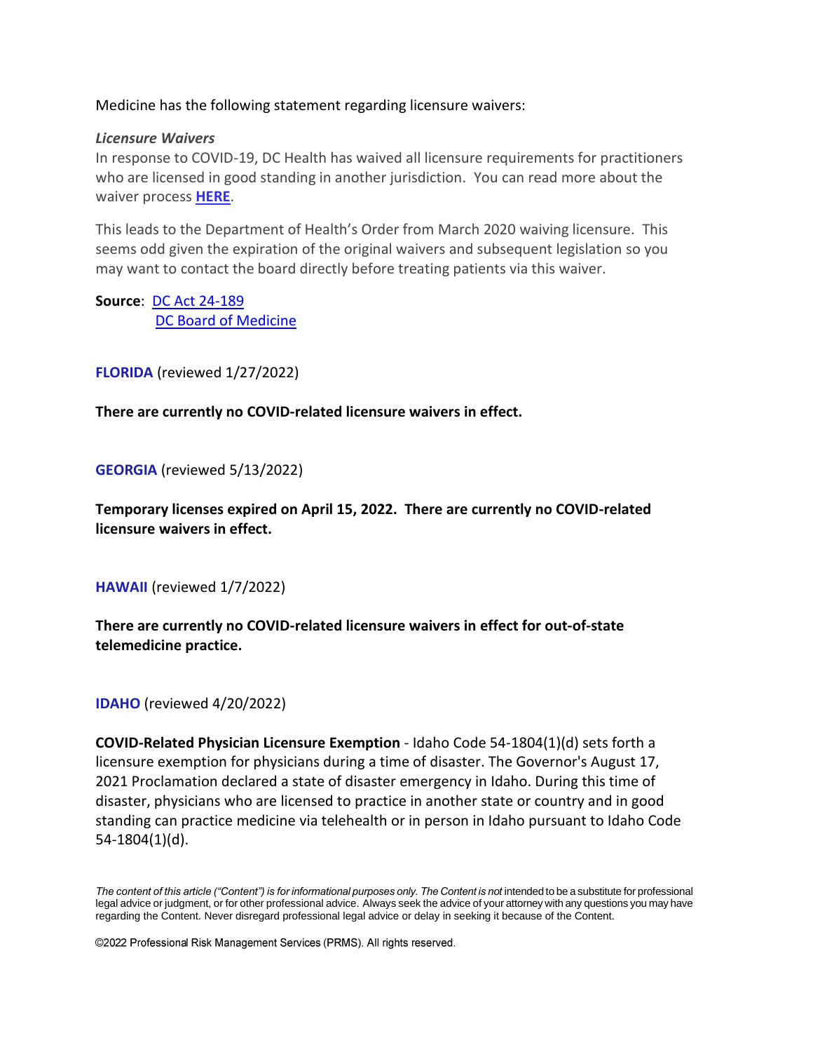Medicine has the following statement regarding licensure waivers:

***Licensure Waivers***

In response to COVID-19, DC Health has waived all licensure requirements for practitioners who are licensed in good standing in another jurisdiction. You can read more about the waiver process **HERE**.

This leads to the Department of Health's Order from March 2020 waiving licensure. This seems odd given the expiration of the original waivers and subsequent legislation so you may want to contact the board directly before treating patients via this waiver.

**Source**: DC Act 24-189
DC Board of Medicine

**FLORIDA** (reviewed 1/27/2022)

**There are currently no COVID-related licensure waivers in effect.**

**GEORGIA** (reviewed 5/13/2022)

**Temporary licenses expired on April 15, 2022. There are currently no COVID-related licensure waivers in effect.**

**HAWAII** (reviewed 1/7/2022)

**There are currently no COVID-related licensure waivers in effect for out-of-state telemedicine practice.**

**IDAHO** (reviewed 4/20/2022)

**COVID-Related Physician Licensure Exemption** - Idaho Code 54-1804(1)(d) sets forth a licensure exemption for physicians during a time of disaster. The Governor's August 17, 2021 Proclamation declared a state of disaster emergency in Idaho. During this time of disaster, physicians who are licensed to practice in another state or country and in good standing can practice medicine via telehealth or in person in Idaho pursuant to Idaho Code 54-1804(1)(d).

*The content of this article ("Content") is for informational purposes only. The Content is not* intended to be a substitute for professional legal advice or judgment, or for other professional advice. Always seek the advice of your attorney with any questions you may have regarding the Content. Never disregard professional legal advice or delay in seeking it because of the Content.

©2022 Professional Risk Management Services (PRMS). All rights reserved.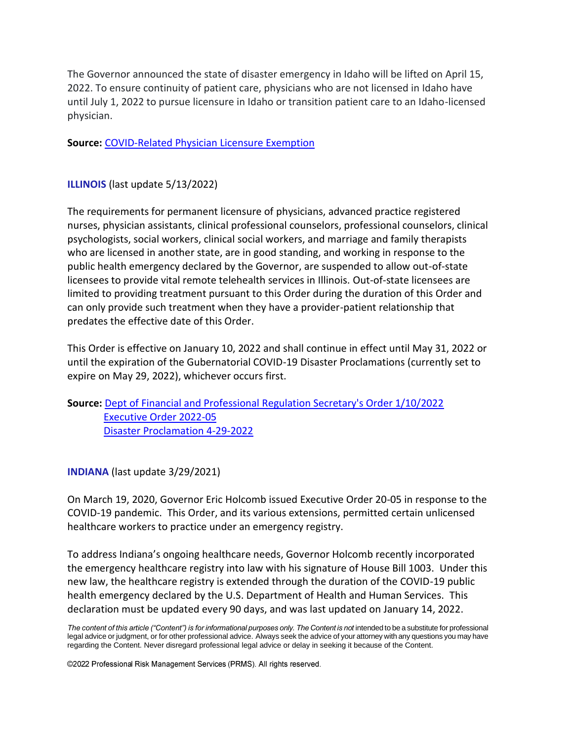The Governor announced the state of disaster emergency in Idaho will be lifted on April 15, 2022. To ensure continuity of patient care, physicians who are not licensed in Idaho have until July 1, 2022 to pursue licensure in Idaho or transition patient care to an Idaho-licensed physician.

**Source:** [COVID-Related Physician Licensure Exemption]

**ILLINOIS** (last update 5/13/2022)

The requirements for permanent licensure of physicians, advanced practice registered nurses, physician assistants, clinical professional counselors, professional counselors, clinical psychologists, social workers, clinical social workers, and marriage and family therapists who are licensed in another state, are in good standing, and working in response to the public health emergency declared by the Governor, are suspended to allow out-of-state licensees to provide vital remote telehealth services in Illinois. Out-of-state licensees are limited to providing treatment pursuant to this Order during the duration of this Order and can only provide such treatment when they have a provider-patient relationship that predates the effective date of this Order.

This Order is effective on January 10, 2022 and shall continue in effect until May 31, 2022 or until the expiration of the Gubernatorial COVID-19 Disaster Proclamations (currently set to expire on May 29, 2022), whichever occurs first.

**Source:** [Dept of Financial and Professional Regulation Secretary's Order 1/10/2022]
[Executive Order 2022-05]
[Disaster Proclamation 4-29-2022]

**INDIANA** (last update 3/29/2021)

On March 19, 2020, Governor Eric Holcomb issued Executive Order 20-05 in response to the COVID-19 pandemic. This Order, and its various extensions, permitted certain unlicensed healthcare workers to practice under an emergency registry.

To address Indiana's ongoing healthcare needs, Governor Holcomb recently incorporated the emergency healthcare registry into law with his signature of House Bill 1003. Under this new law, the healthcare registry is extended through the duration of the COVID-19 public health emergency declared by the U.S. Department of Health and Human Services. This declaration must be updated every 90 days, and was last updated on January 14, 2022.

*The content of this article ("Content") is for informational purposes only. The Content is not* intended to be a substitute for professional legal advice or judgment, or for other professional advice. Always seek the advice of your attorney with any questions you may have regarding the Content. Never disregard professional legal advice or delay in seeking it because of the Content.

©2022 Professional Risk Management Services (PRMS). All rights reserved.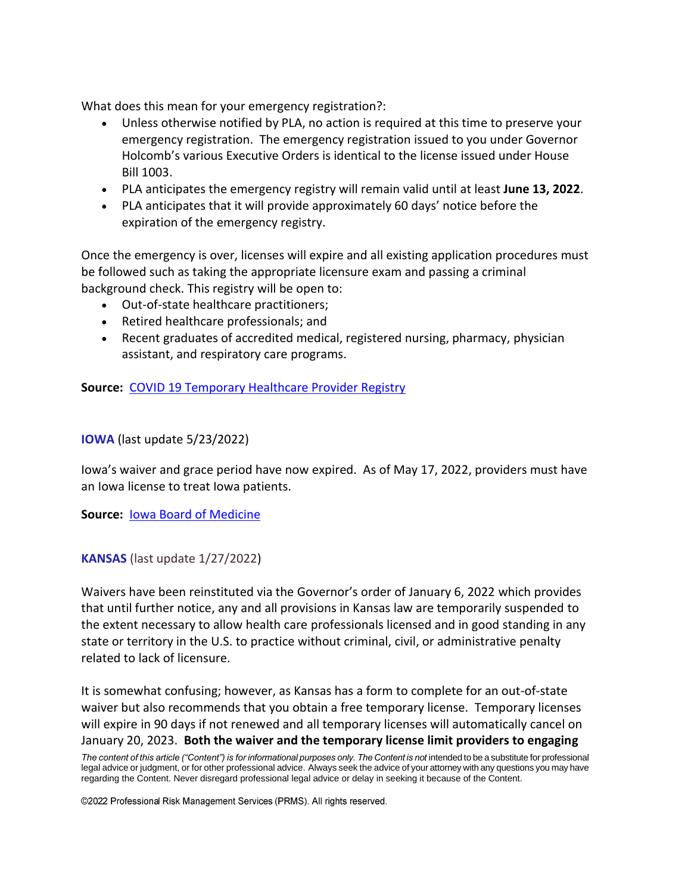What does this mean for your emergency registration?:

- Unless otherwise notified by PLA, no action is required at this time to preserve your emergency registration. The emergency registration issued to you under Governor Holcomb's various Executive Orders is identical to the license issued under House Bill 1003.
- PLA anticipates the emergency registry will remain valid until at least **June 13, 2022**.
- PLA anticipates that it will provide approximately 60 days' notice before the expiration of the emergency registry.

Once the emergency is over, licenses will expire and all existing application procedures must be followed such as taking the appropriate licensure exam and passing a criminal background check. This registry will be open to:

- Out-of-state healthcare practitioners;
- Retired healthcare professionals; and
- Recent graduates of accredited medical, registered nursing, pharmacy, physician assistant, and respiratory care programs.

**Source:** COVID 19 Temporary Healthcare Provider Registry

**IOWA** (last update 5/23/2022)

Iowa's waiver and grace period have now expired. As of May 17, 2022, providers must have an Iowa license to treat Iowa patients.

**Source:** Iowa Board of Medicine

**KANSAS** (last update 1/27/2022)

Waivers have been reinstituted via the Governor's order of January 6, 2022 which provides that until further notice, any and all provisions in Kansas law are temporarily suspended to the extent necessary to allow health care professionals licensed and in good standing in any state or territory in the U.S. to practice without criminal, civil, or administrative penalty related to lack of licensure.

It is somewhat confusing; however, as Kansas has a form to complete for an out-of-state waiver but also recommends that you obtain a free temporary license. Temporary licenses will expire in 90 days if not renewed and all temporary licenses will automatically cancel on January 20, 2023. **Both the waiver and the temporary license limit providers to engaging**

*The content of this article ("Content") is for informational purposes only. The Content is not* intended to be a substitute for professional legal advice or judgment, or for other professional advice. Always seek the advice of your attorney with any questions you may have regarding the Content. Never disregard professional legal advice or delay in seeking it because of the Content.

©2022 Professional Risk Management Services (PRMS). All rights reserved.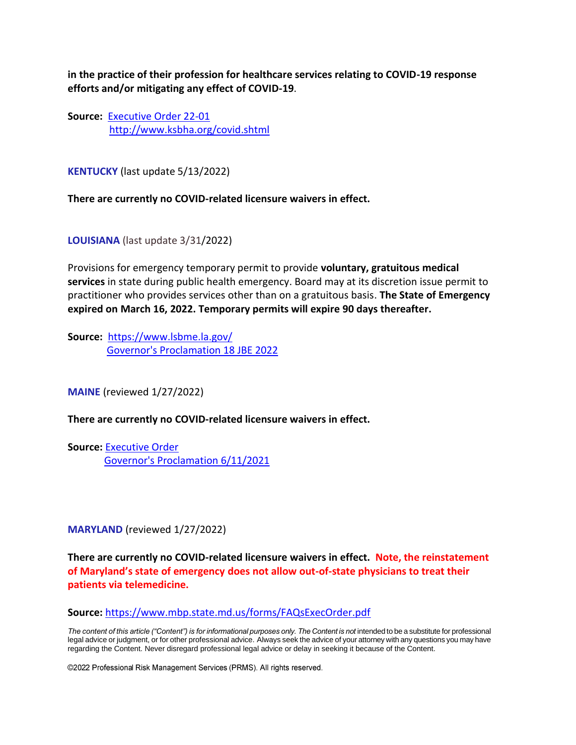**in the practice of their profession for healthcare services relating to COVID-19 response efforts and/or mitigating any effect of COVID-19**.

**Source:** Executive Order 22-01
http://www.ksbha.org/covid.shtml

**KENTUCKY** (last update 5/13/2022)

**There are currently no COVID-related licensure waivers in effect.**

**LOUISIANA** (last update 3/31/2022)

Provisions for emergency temporary permit to provide **voluntary, gratuitous medical services** in state during public health emergency. Board may at its discretion issue permit to practitioner who provides services other than on a gratuitous basis. **The State of Emergency expired on March 16, 2022. Temporary permits will expire 90 days thereafter.**

**Source:** https://www.lsbme.la.gov/
Governor's Proclamation 18 JBE 2022

**MAINE** (reviewed 1/27/2022)

**There are currently no COVID-related licensure waivers in effect.**

**Source:** Executive Order
Governor's Proclamation 6/11/2021

**MARYLAND** (reviewed 1/27/2022)

**There are currently no COVID-related licensure waivers in effect. Note, the reinstatement of Maryland's state of emergency does not allow out-of-state physicians to treat their patients via telemedicine.**

**Source:** https://www.mbp.state.md.us/forms/FAQsExecOrder.pdf

*The content of this article ("Content") is for informational purposes only. The Content is not* intended to be a substitute for professional legal advice or judgment, or for other professional advice. Always seek the advice of your attorney with any questions you may have regarding the Content. Never disregard professional legal advice or delay in seeking it because of the Content.

©2022 Professional Risk Management Services (PRMS). All rights reserved.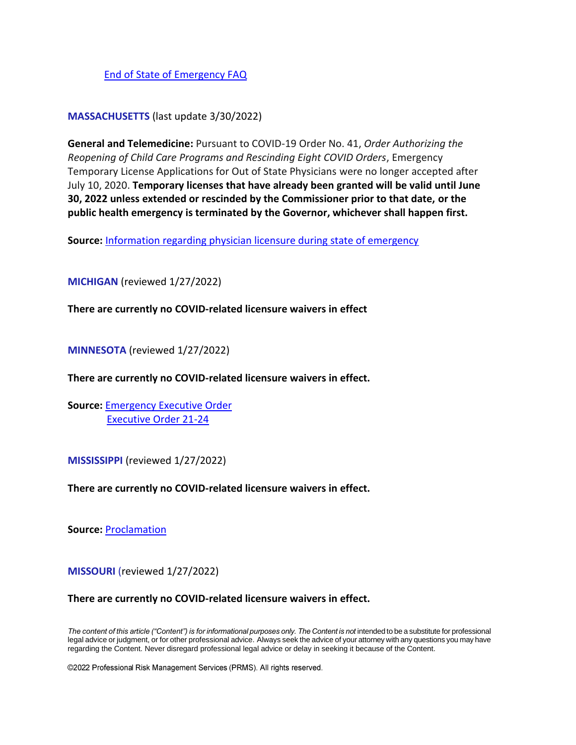[End of State of Emergency FAQ]

**MASSACHUSETTS** (last update 3/30/2022)

**General and Telemedicine:** Pursuant to COVID-19 Order No. 41, *Order Authorizing the Reopening of Child Care Programs and Rescinding Eight COVID Orders*, Emergency Temporary License Applications for Out of State Physicians were no longer accepted after July 10, 2020. **Temporary licenses that have already been granted will be valid until June 30, 2022 unless extended or rescinded by the Commissioner prior to that date, or the public health emergency is terminated by the Governor, whichever shall happen first.**

**Source:** [Information regarding physician licensure during state of emergency]

**MICHIGAN** (reviewed 1/27/2022)

**There are currently no COVID-related licensure waivers in effect**

**MINNESOTA** (reviewed 1/27/2022)

**There are currently no COVID-related licensure waivers in effect.**

**Source:** [Emergency Executive Order]
[Executive Order 21-24]

**MISSISSIPPI** (reviewed 1/27/2022)

**There are currently no COVID-related licensure waivers in effect.**

**Source:** [Proclamation]

**MISSOURI** (reviewed 1/27/2022)

**There are currently no COVID-related licensure waivers in effect.**

*The content of this article ("Content") is for informational purposes only. The Content is not* intended to be a substitute for professional legal advice or judgment, or for other professional advice. Always seek the advice of your attorney with any questions you may have regarding the Content. Never disregard professional legal advice or delay in seeking it because of the Content.

©2022 Professional Risk Management Services (PRMS). All rights reserved.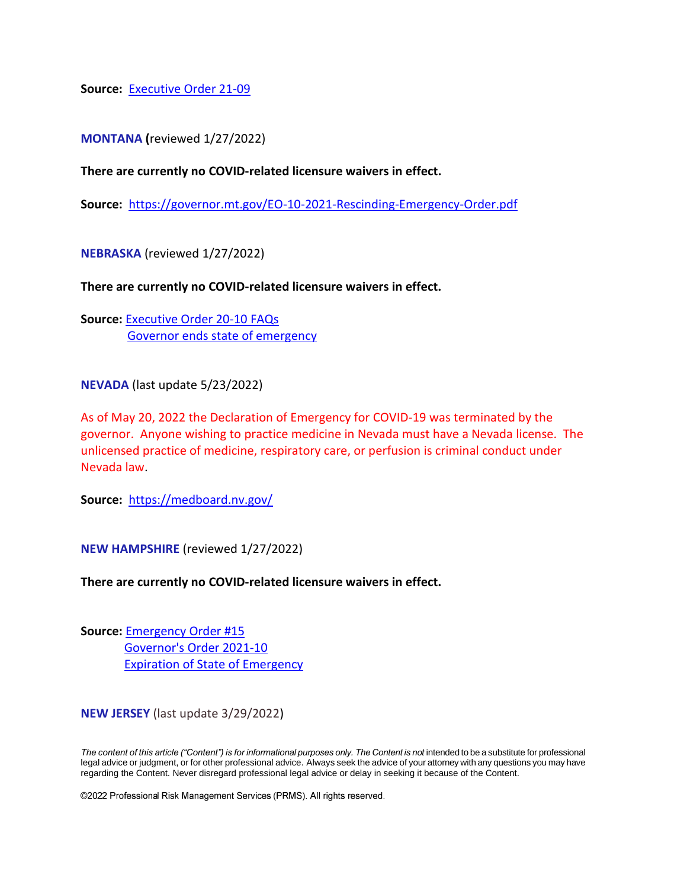**Source:** [Executive Order 21-09]

**MONTANA (**reviewed 1/27/2022)

**There are currently no COVID-related licensure waivers in effect.**

**Source:** https://governor.mt.gov/EO-10-2021-Rescinding-Emergency-Order.pdf

**NEBRASKA** (reviewed 1/27/2022)

**There are currently no COVID-related licensure waivers in effect.**

**Source:** Executive Order 20-10 FAQs
Governor ends state of emergency

**NEVADA** (last update 5/23/2022)

As of May 20, 2022 the Declaration of Emergency for COVID-19 was terminated by the governor. Anyone wishing to practice medicine in Nevada must have a Nevada license. The unlicensed practice of medicine, respiratory care, or perfusion is criminal conduct under Nevada law.

**Source:** https://medboard.nv.gov/

**NEW HAMPSHIRE** (reviewed 1/27/2022)

**There are currently no COVID-related licensure waivers in effect.**

**Source:** Emergency Order #15
Governor's Order 2021-10
Expiration of State of Emergency

**NEW JERSEY** (last update 3/29/2022)

*The content of this article ("Content") is for informational purposes only. The Content is not* intended to be a substitute for professional legal advice or judgment, or for other professional advice. Always seek the advice of your attorney with any questions you may have regarding the Content. Never disregard professional legal advice or delay in seeking it because of the Content.

©2022 Professional Risk Management Services (PRMS). All rights reserved.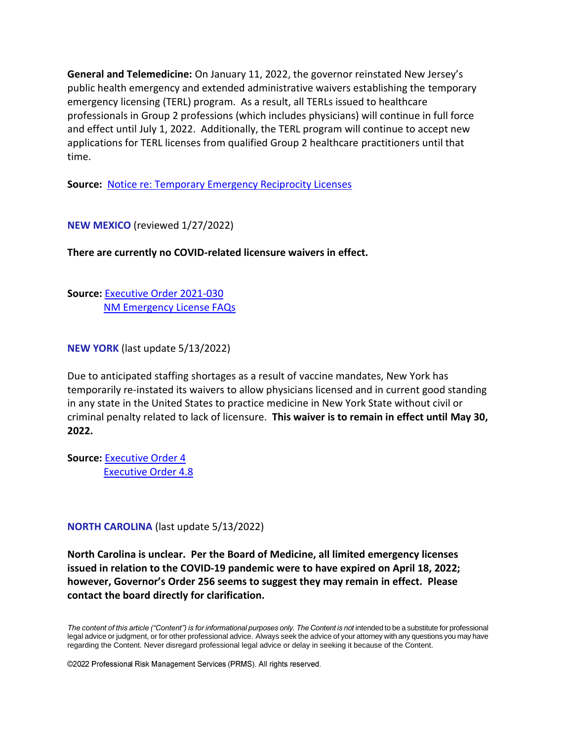**General and Telemedicine:** On January 11, 2022, the governor reinstated New Jersey's public health emergency and extended administrative waivers establishing the temporary emergency licensing (TERL) program. As a result, all TERLs issued to healthcare professionals in Group 2 professions (which includes physicians) will continue in full force and effect until July 1, 2022. Additionally, the TERL program will continue to accept new applications for TERL licenses from qualified Group 2 healthcare practitioners until that time.

**Source:** Notice re: Temporary Emergency Reciprocity Licenses

**NEW MEXICO** (reviewed 1/27/2022)

**There are currently no COVID-related licensure waivers in effect.**

**Source:** Executive Order 2021-030
NM Emergency License FAQs

**NEW YORK** (last update 5/13/2022)

Due to anticipated staffing shortages as a result of vaccine mandates, New York has temporarily re-instated its waivers to allow physicians licensed and in current good standing in any state in the United States to practice medicine in New York State without civil or criminal penalty related to lack of licensure. **This waiver is to remain in effect until May 30, 2022.**

**Source:** Executive Order 4
Executive Order 4.8

**NORTH CAROLINA** (last update 5/13/2022)

**North Carolina is unclear. Per the Board of Medicine, all limited emergency licenses issued in relation to the COVID-19 pandemic were to have expired on April 18, 2022; however, Governor's Order 256 seems to suggest they may remain in effect. Please contact the board directly for clarification.**

*The content of this article ("Content") is for informational purposes only. The Content is not* intended to be a substitute for professional legal advice or judgment, or for other professional advice. Always seek the advice of your attorney with any questions you may have regarding the Content. Never disregard professional legal advice or delay in seeking it because of the Content.

©2022 Professional Risk Management Services (PRMS). All rights reserved.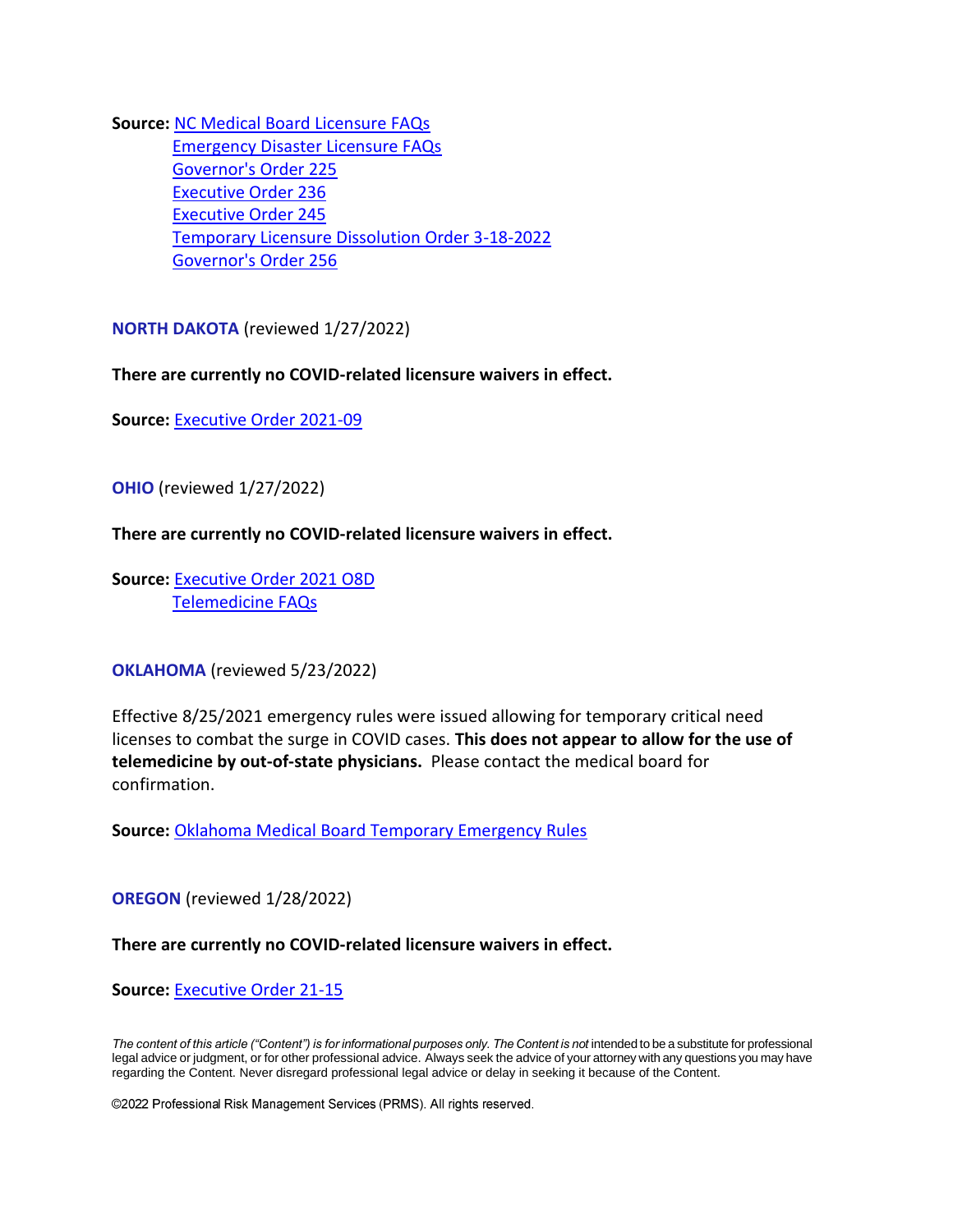**Source:** NC Medical Board Licensure FAQs
Emergency Disaster Licensure FAQs
Governor's Order 225
Executive Order 236
Executive Order 245
Temporary Licensure Dissolution Order 3-18-2022
Governor's Order 256

**NORTH DAKOTA** (reviewed 1/27/2022)

**There are currently no COVID-related licensure waivers in effect.**

**Source:** Executive Order 2021-09

**OHIO** (reviewed 1/27/2022)

**There are currently no COVID-related licensure waivers in effect.**

**Source:** Executive Order 2021 O8D
Telemedicine FAQs

**OKLAHOMA** (reviewed 5/23/2022)

Effective 8/25/2021 emergency rules were issued allowing for temporary critical need licenses to combat the surge in COVID cases. **This does not appear to allow for the use of telemedicine by out-of-state physicians.** Please contact the medical board for confirmation.

**Source:** Oklahoma Medical Board Temporary Emergency Rules

**OREGON** (reviewed 1/28/2022)

**There are currently no COVID-related licensure waivers in effect.**

**Source:** Executive Order 21-15

*The content of this article ("Content") is for informational purposes only. The Content is not intended to be a substitute for professional legal advice or judgment, or for other professional advice. Always seek the advice of your attorney with any questions you may have regarding the Content. Never disregard professional legal advice or delay in seeking it because of the Content.*

©2022 Professional Risk Management Services (PRMS). All rights reserved.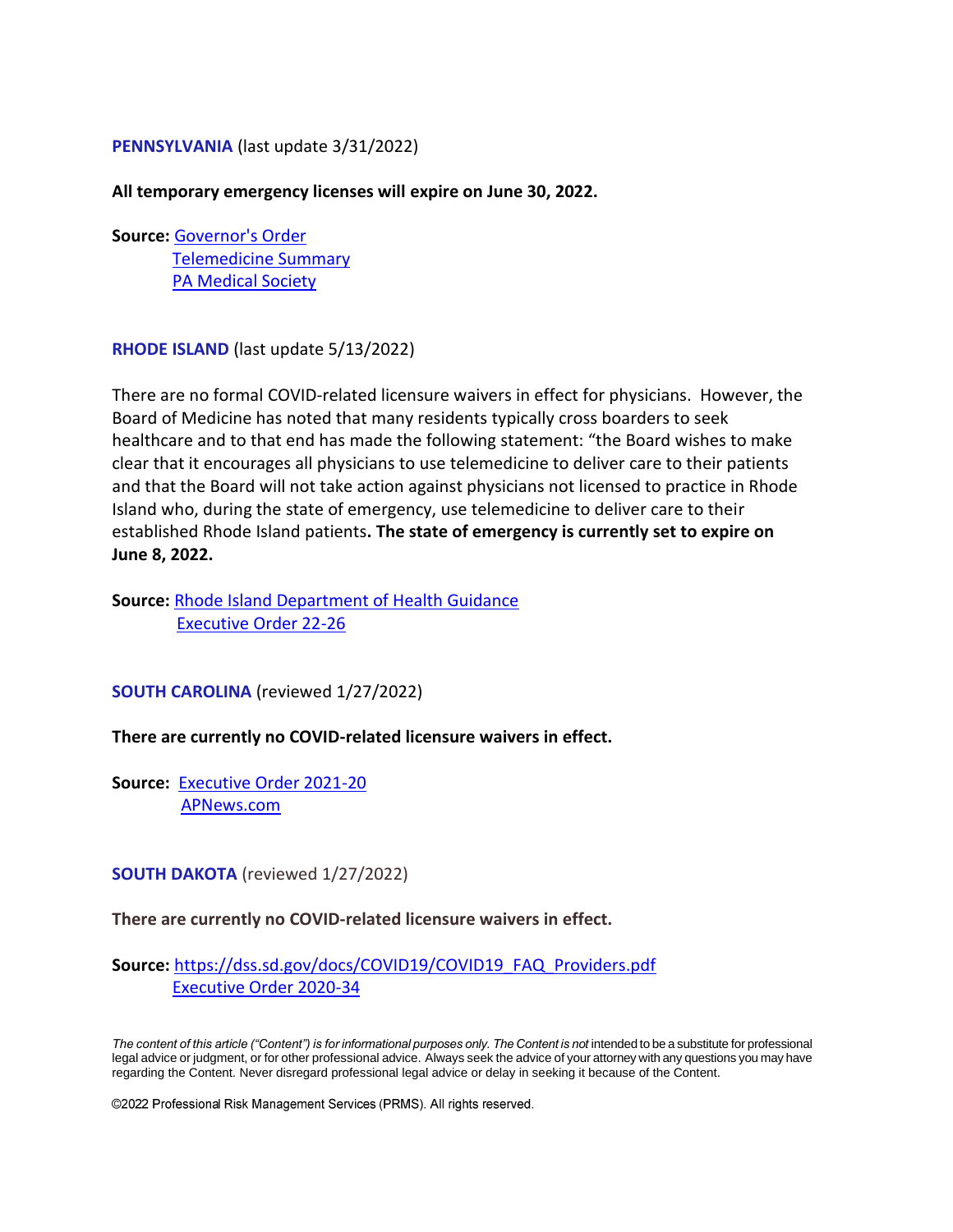**PENNSYLVANIA** (last update 3/31/2022)

**All temporary emergency licenses will expire on June 30, 2022.**

**Source:** Governor's Order
Telemedicine Summary
PA Medical Society

**RHODE ISLAND** (last update 5/13/2022)

There are no formal COVID-related licensure waivers in effect for physicians. However, the Board of Medicine has noted that many residents typically cross boarders to seek healthcare and to that end has made the following statement: "the Board wishes to make clear that it encourages all physicians to use telemedicine to deliver care to their patients and that the Board will not take action against physicians not licensed to practice in Rhode Island who, during the state of emergency, use telemedicine to deliver care to their established Rhode Island patients**. The state of emergency is currently set to expire on June 8, 2022.**

**Source:** Rhode Island Department of Health Guidance
Executive Order 22-26

**SOUTH CAROLINA** (reviewed 1/27/2022)

**There are currently no COVID-related licensure waivers in effect.**

**Source:** Executive Order 2021-20
APNews.com

**SOUTH DAKOTA** (reviewed 1/27/2022)

**There are currently no COVID-related licensure waivers in effect.**

**Source:** https://dss.sd.gov/docs/COVID19/COVID19_FAQ_Providers.pdf
Executive Order 2020-34

*The content of this article ("Content") is for informational purposes only. The Content is not* intended to be a substitute for professional legal advice or judgment, or for other professional advice. Always seek the advice of your attorney with any questions you may have regarding the Content. Never disregard professional legal advice or delay in seeking it because of the Content.

©2022 Professional Risk Management Services (PRMS). All rights reserved.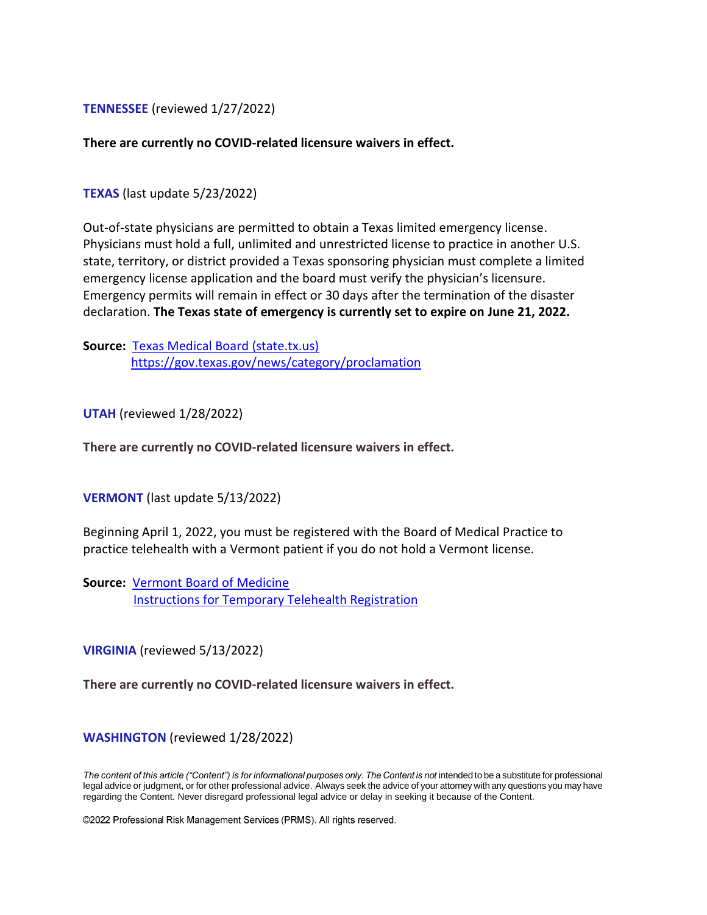**TENNESSEE** (reviewed 1/27/2022)

**There are currently no COVID-related licensure waivers in effect.**

**TEXAS** (last update 5/23/2022)

Out-of-state physicians are permitted to obtain a Texas limited emergency license. Physicians must hold a full, unlimited and unrestricted license to practice in another U.S. state, territory, or district provided a Texas sponsoring physician must complete a limited emergency license application and the board must verify the physician's licensure. Emergency permits will remain in effect or 30 days after the termination of the disaster declaration. **The Texas state of emergency is currently set to expire on June 21, 2022.**

**Source:** Texas Medical Board (state.tx.us)
https://gov.texas.gov/news/category/proclamation

**UTAH** (reviewed 1/28/2022)

**There are currently no COVID-related licensure waivers in effect.**

**VERMONT** (last update 5/13/2022)

Beginning April 1, 2022, you must be registered with the Board of Medical Practice to practice telehealth with a Vermont patient if you do not hold a Vermont license.

**Source:** Vermont Board of Medicine
Instructions for Temporary Telehealth Registration

**VIRGINIA** (reviewed 5/13/2022)

**There are currently no COVID-related licensure waivers in effect.**

**WASHINGTON** (reviewed 1/28/2022)

*The content of this article ("Content") is for informational purposes only. The Content is not* intended to be a substitute for professional legal advice or judgment, or for other professional advice. Always seek the advice of your attorney with any questions you may have regarding the Content. Never disregard professional legal advice or delay in seeking it because of the Content.

©2022 Professional Risk Management Services (PRMS). All rights reserved.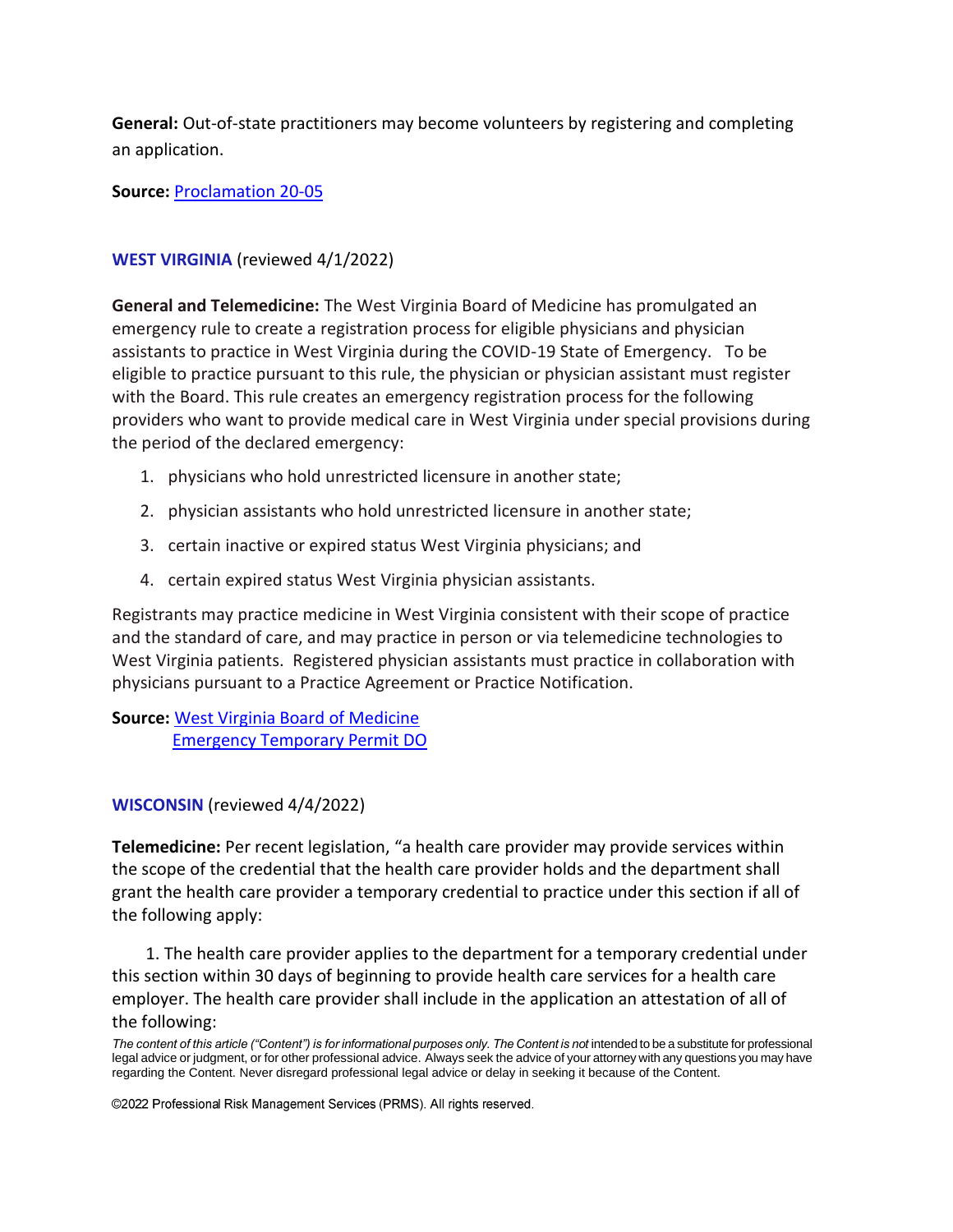**General:** Out-of-state practitioners may become volunteers by registering and completing an application.

**Source:** Proclamation 20-05

## WEST VIRGINIA (reviewed 4/1/2022)

**General and Telemedicine:** The West Virginia Board of Medicine has promulgated an emergency rule to create a registration process for eligible physicians and physician assistants to practice in West Virginia during the COVID-19 State of Emergency. To be eligible to practice pursuant to this rule, the physician or physician assistant must register with the Board. This rule creates an emergency registration process for the following providers who want to provide medical care in West Virginia under special provisions during the period of the declared emergency:

1. physicians who hold unrestricted licensure in another state;
2. physician assistants who hold unrestricted licensure in another state;
3. certain inactive or expired status West Virginia physicians; and
4. certain expired status West Virginia physician assistants.

Registrants may practice medicine in West Virginia consistent with their scope of practice and the standard of care, and may practice in person or via telemedicine technologies to West Virginia patients. Registered physician assistants must practice in collaboration with physicians pursuant to a Practice Agreement or Practice Notification.

**Source:** West Virginia Board of Medicine
Emergency Temporary Permit DO

## WISCONSIN (reviewed 4/4/2022)

**Telemedicine:** Per recent legislation, "a health care provider may provide services within the scope of the credential that the health care provider holds and the department shall grant the health care provider a temporary credential to practice under this section if all of the following apply:

1. The health care provider applies to the department for a temporary credential under this section within 30 days of beginning to provide health care services for a health care employer. The health care provider shall include in the application an attestation of all of the following:

*The content of this article ("Content") is for informational purposes only. The Content is not* intended to be a substitute for professional legal advice or judgment, or for other professional advice. Always seek the advice of your attorney with any questions you may have regarding the Content. Never disregard professional legal advice or delay in seeking it because of the Content.

©2022 Professional Risk Management Services (PRMS). All rights reserved.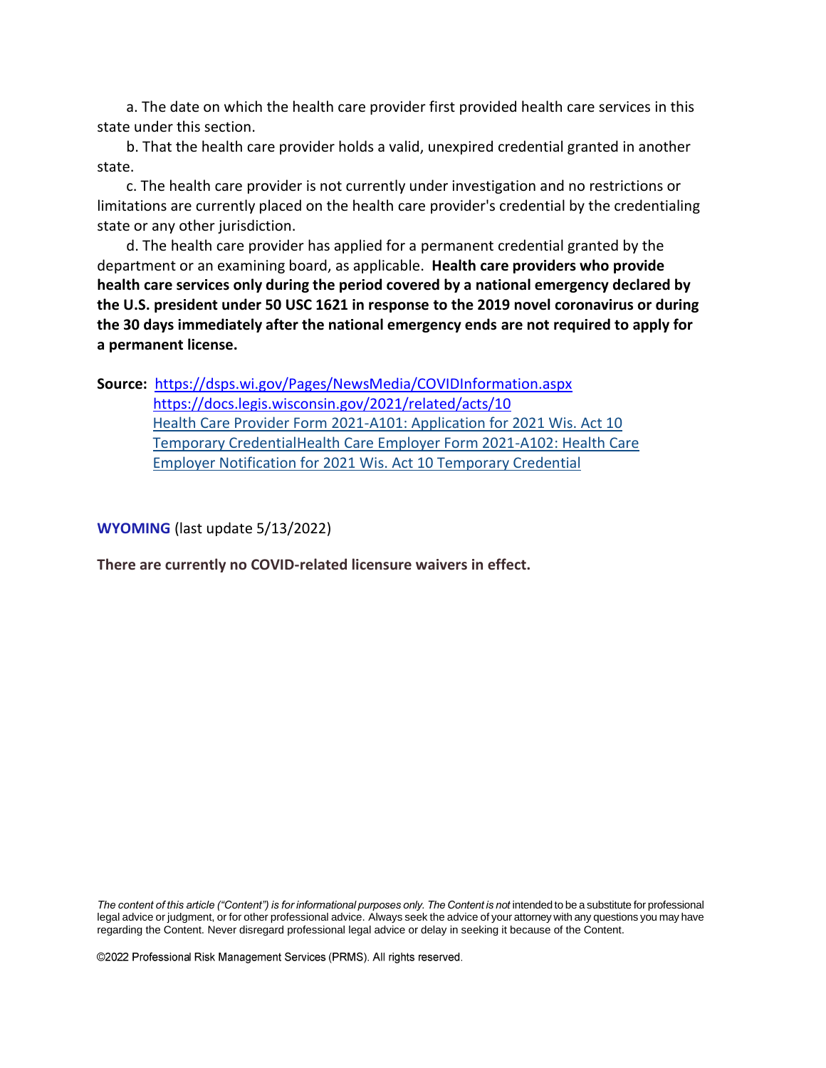a. The date on which the health care provider first provided health care services in this state under this section.

b. That the health care provider holds a valid, unexpired credential granted in another state.

c. The health care provider is not currently under investigation and no restrictions or limitations are currently placed on the health care provider's credential by the credentialing state or any other jurisdiction.

d. The health care provider has applied for a permanent credential granted by the department or an examining board, as applicable. **Health care providers who provide health care services only during the period covered by a national emergency declared by the U.S. president under 50 USC 1621 in response to the 2019 novel coronavirus or during the 30 days immediately after the national emergency ends are not required to apply for a permanent license.**

**Source:** https://dsps.wi.gov/Pages/NewsMedia/COVIDInformation.aspx
https://docs.legis.wisconsin.gov/2021/related/acts/10
Health Care Provider Form 2021-A101: Application for 2021 Wis. Act 10 Temporary CredentialHealth Care Employer Form 2021-A102: Health Care Employer Notification for 2021 Wis. Act 10 Temporary Credential

**WYOMING** (last update 5/13/2022)

**There are currently no COVID-related licensure waivers in effect.**

*The content of this article ("Content") is for informational purposes only. The Content is not* intended to be a substitute for professional legal advice or judgment, or for other professional advice. Always seek the advice of your attorney with any questions you may have regarding the Content. Never disregard professional legal advice or delay in seeking it because of the Content.

©2022 Professional Risk Management Services (PRMS). All rights reserved.